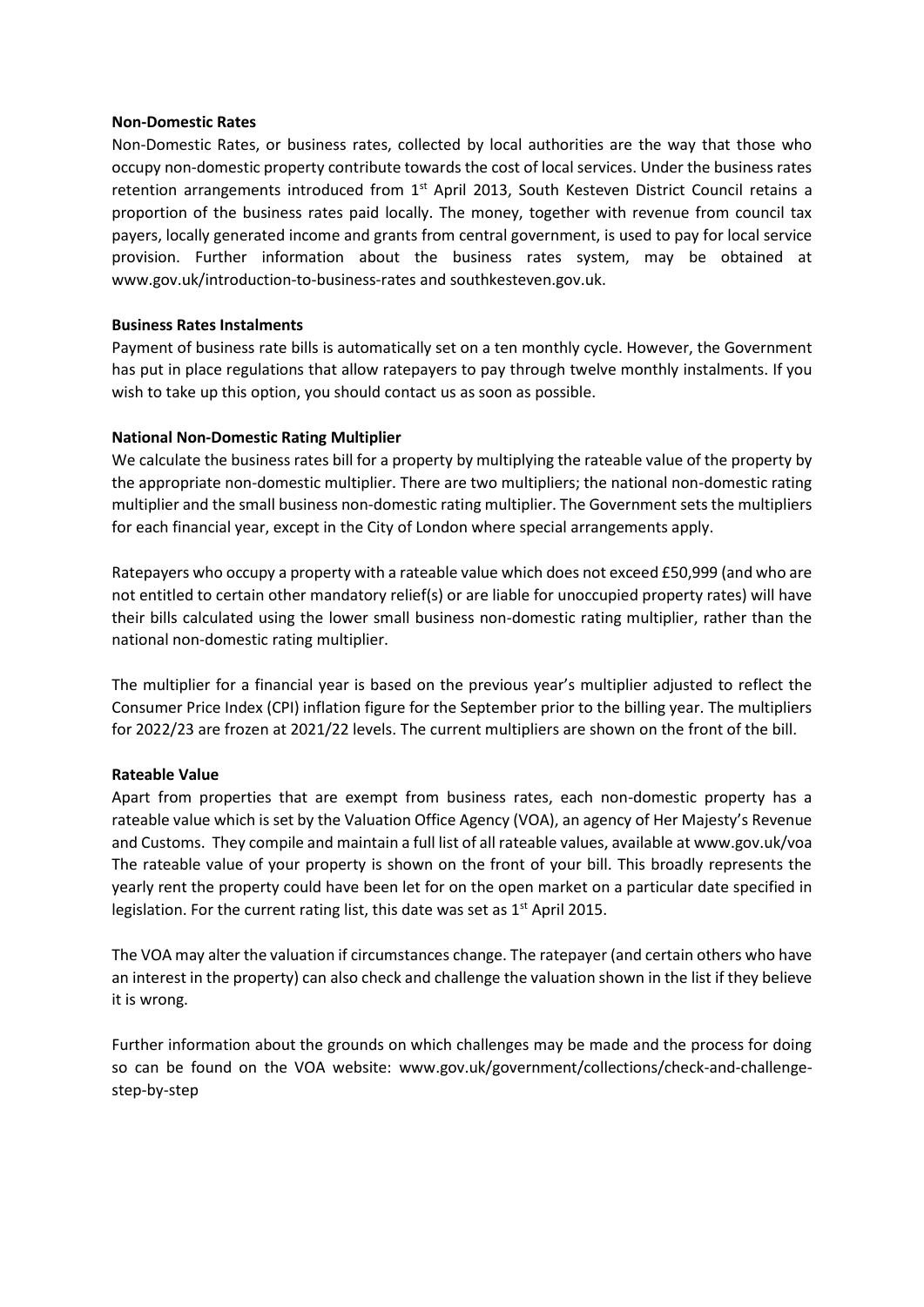**Non-Domestic Rates**

Non-Domestic Rates, or business rates, collected by local authorities are the way that those who occupy non-domestic property contribute towards the cost of local services. Under the business rates retention arrangements introduced from 1st April 2013, South Kesteven District Council retains a proportion of the business rates paid locally. The money, together with revenue from council tax payers, locally generated income and grants from central government, is used to pay for local service provision. Further information about the business rates system, may be obtained at www.gov.uk/introduction-to-business-rates and southkesteven.gov.uk.

**Business Rates Instalments**

Payment of business rate bills is automatically set on a ten monthly cycle. However, the Government has put in place regulations that allow ratepayers to pay through twelve monthly instalments. If you wish to take up this option, you should contact us as soon as possible.

**National Non-Domestic Rating Multiplier**

We calculate the business rates bill for a property by multiplying the rateable value of the property by the appropriate non-domestic multiplier. There are two multipliers; the national non-domestic rating multiplier and the small business non-domestic rating multiplier. The Government sets the multipliers for each financial year, except in the City of London where special arrangements apply.

Ratepayers who occupy a property with a rateable value which does not exceed £50,999 (and who are not entitled to certain other mandatory relief(s) or are liable for unoccupied property rates) will have their bills calculated using the lower small business non-domestic rating multiplier, rather than the national non-domestic rating multiplier.

The multiplier for a financial year is based on the previous year's multiplier adjusted to reflect the Consumer Price Index (CPI) inflation figure for the September prior to the billing year. The multipliers for 2022/23 are frozen at 2021/22 levels. The current multipliers are shown on the front of the bill.

**Rateable Value**

Apart from properties that are exempt from business rates, each non-domestic property has a rateable value which is set by the Valuation Office Agency (VOA), an agency of Her Majesty's Revenue and Customs. They compile and maintain a full list of all rateable values, available at www.gov.uk/voa The rateable value of your property is shown on the front of your bill. This broadly represents the yearly rent the property could have been let for on the open market on a particular date specified in legislation. For the current rating list, this date was set as 1st April 2015.

The VOA may alter the valuation if circumstances change. The ratepayer (and certain others who have an interest in the property) can also check and challenge the valuation shown in the list if they believe it is wrong.

Further information about the grounds on which challenges may be made and the process for doing so can be found on the VOA website: www.gov.uk/government/collections/check-and-challenge-step-by-step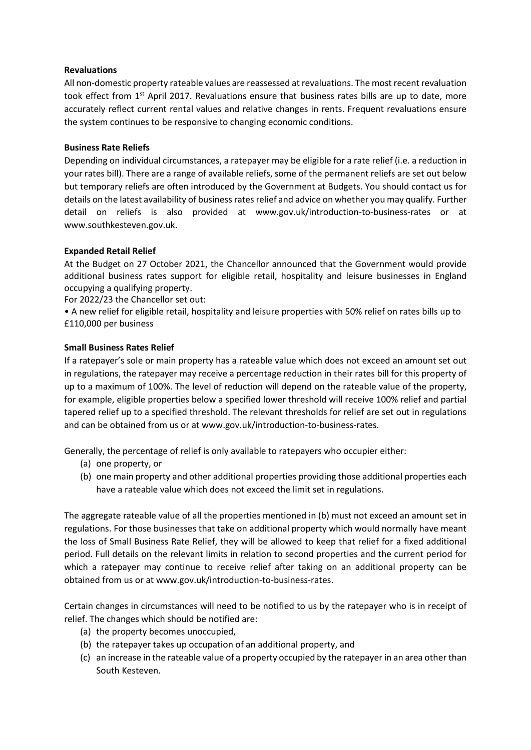**Revaluations**

All non-domestic property rateable values are reassessed at revaluations. The most recent revaluation took effect from 1st April 2017. Revaluations ensure that business rates bills are up to date, more accurately reflect current rental values and relative changes in rents. Frequent revaluations ensure the system continues to be responsive to changing economic conditions.

**Business Rate Reliefs**

Depending on individual circumstances, a ratepayer may be eligible for a rate relief (i.e. a reduction in your rates bill). There are a range of available reliefs, some of the permanent reliefs are set out below but temporary reliefs are often introduced by the Government at Budgets. You should contact us for details on the latest availability of business rates relief and advice on whether you may qualify. Further detail on reliefs is also provided at www.gov.uk/introduction-to-business-rates or at www.southkesteven.gov.uk.

**Expanded Retail Relief**

At the Budget on 27 October 2021, the Chancellor announced that the Government would provide additional business rates support for eligible retail, hospitality and leisure businesses in England occupying a qualifying property.

For 2022/23 the Chancellor set out:

- A new relief for eligible retail, hospitality and leisure properties with 50% relief on rates bills up to £110,000 per business

**Small Business Rates Relief**

If a ratepayer's sole or main property has a rateable value which does not exceed an amount set out in regulations, the ratepayer may receive a percentage reduction in their rates bill for this property of up to a maximum of 100%. The level of reduction will depend on the rateable value of the property, for example, eligible properties below a specified lower threshold will receive 100% relief and partial tapered relief up to a specified threshold. The relevant thresholds for relief are set out in regulations and can be obtained from us or at www.gov.uk/introduction-to-business-rates.

Generally, the percentage of relief is only available to ratepayers who occupier either:

(a) one property, or
(b) one main property and other additional properties providing those additional properties each have a rateable value which does not exceed the limit set in regulations.

The aggregate rateable value of all the properties mentioned in (b) must not exceed an amount set in regulations. For those businesses that take on additional property which would normally have meant the loss of Small Business Rate Relief, they will be allowed to keep that relief for a fixed additional period. Full details on the relevant limits in relation to second properties and the current period for which a ratepayer may continue to receive relief after taking on an additional property can be obtained from us or at www.gov.uk/introduction-to-business-rates.

Certain changes in circumstances will need to be notified to us by the ratepayer who is in receipt of relief. The changes which should be notified are:

(a) the property becomes unoccupied,
(b) the ratepayer takes up occupation of an additional property, and
(c) an increase in the rateable value of a property occupied by the ratepayer in an area other than South Kesteven.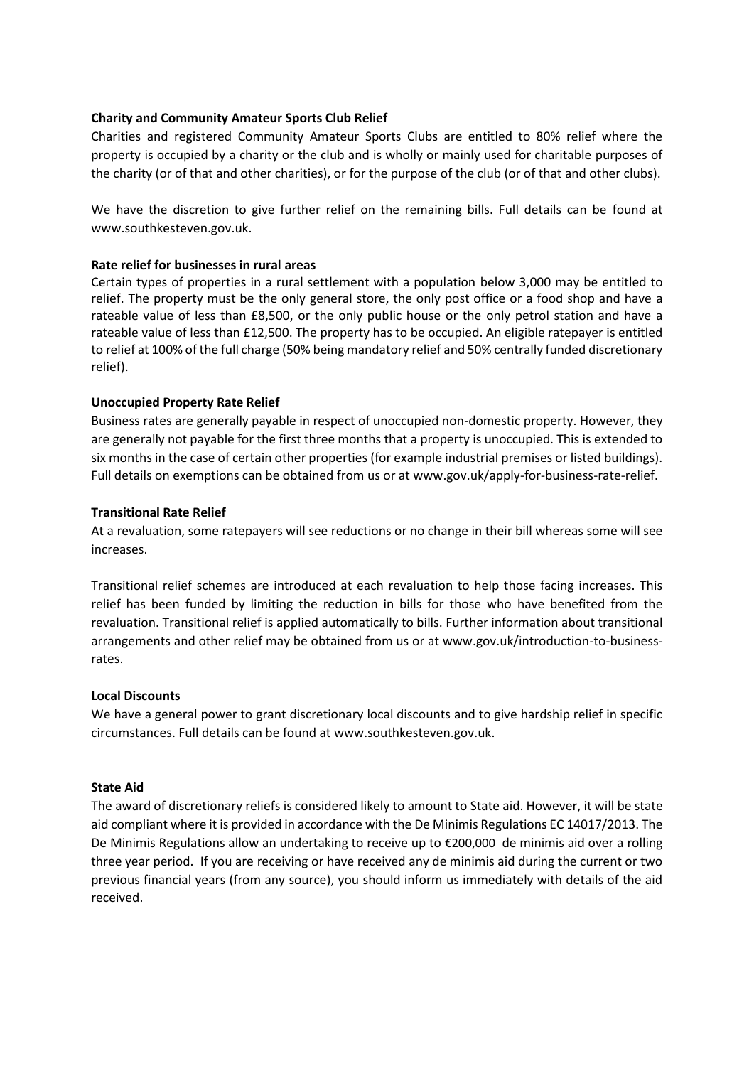**Charity and Community Amateur Sports Club Relief**

Charities and registered Community Amateur Sports Clubs are entitled to 80% relief where the property is occupied by a charity or the club and is wholly or mainly used for charitable purposes of the charity (or of that and other charities), or for the purpose of the club (or of that and other clubs).

We have the discretion to give further relief on the remaining bills. Full details can be found at www.southkesteven.gov.uk.

**Rate relief for businesses in rural areas**

Certain types of properties in a rural settlement with a population below 3,000 may be entitled to relief. The property must be the only general store, the only post office or a food shop and have a rateable value of less than £8,500, or the only public house or the only petrol station and have a rateable value of less than £12,500. The property has to be occupied. An eligible ratepayer is entitled to relief at 100% of the full charge (50% being mandatory relief and 50% centrally funded discretionary relief).

**Unoccupied Property Rate Relief**

Business rates are generally payable in respect of unoccupied non-domestic property. However, they are generally not payable for the first three months that a property is unoccupied. This is extended to six months in the case of certain other properties (for example industrial premises or listed buildings). Full details on exemptions can be obtained from us or at www.gov.uk/apply-for-business-rate-relief.

**Transitional Rate Relief**

At a revaluation, some ratepayers will see reductions or no change in their bill whereas some will see increases.

Transitional relief schemes are introduced at each revaluation to help those facing increases. This relief has been funded by limiting the reduction in bills for those who have benefited from the revaluation. Transitional relief is applied automatically to bills. Further information about transitional arrangements and other relief may be obtained from us or at www.gov.uk/introduction-to-business-rates.

**Local Discounts**

We have a general power to grant discretionary local discounts and to give hardship relief in specific circumstances. Full details can be found at www.southkesteven.gov.uk.

**State Aid**

The award of discretionary reliefs is considered likely to amount to State aid. However, it will be state aid compliant where it is provided in accordance with the De Minimis Regulations EC 14017/2013. The De Minimis Regulations allow an undertaking to receive up to €200,000 de minimis aid over a rolling three year period. If you are receiving or have received any de minimis aid during the current or two previous financial years (from any source), you should inform us immediately with details of the aid received.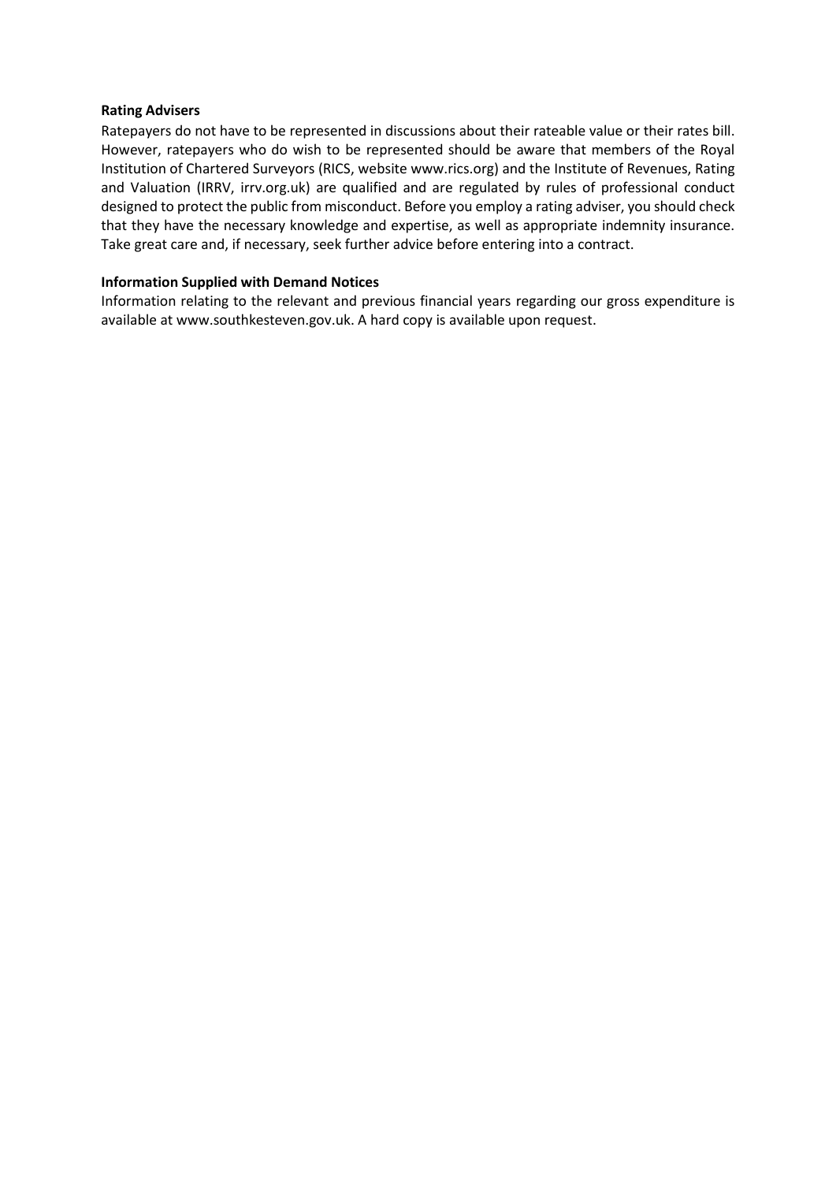**Rating Advisers**

Ratepayers do not have to be represented in discussions about their rateable value or their rates bill. However, ratepayers who do wish to be represented should be aware that members of the Royal Institution of Chartered Surveyors (RICS, website www.rics.org) and the Institute of Revenues, Rating and Valuation (IRRV, irrv.org.uk) are qualified and are regulated by rules of professional conduct designed to protect the public from misconduct. Before you employ a rating adviser, you should check that they have the necessary knowledge and expertise, as well as appropriate indemnity insurance. Take great care and, if necessary, seek further advice before entering into a contract.

**Information Supplied with Demand Notices**

Information relating to the relevant and previous financial years regarding our gross expenditure is available at www.southkesteven.gov.uk. A hard copy is available upon request.